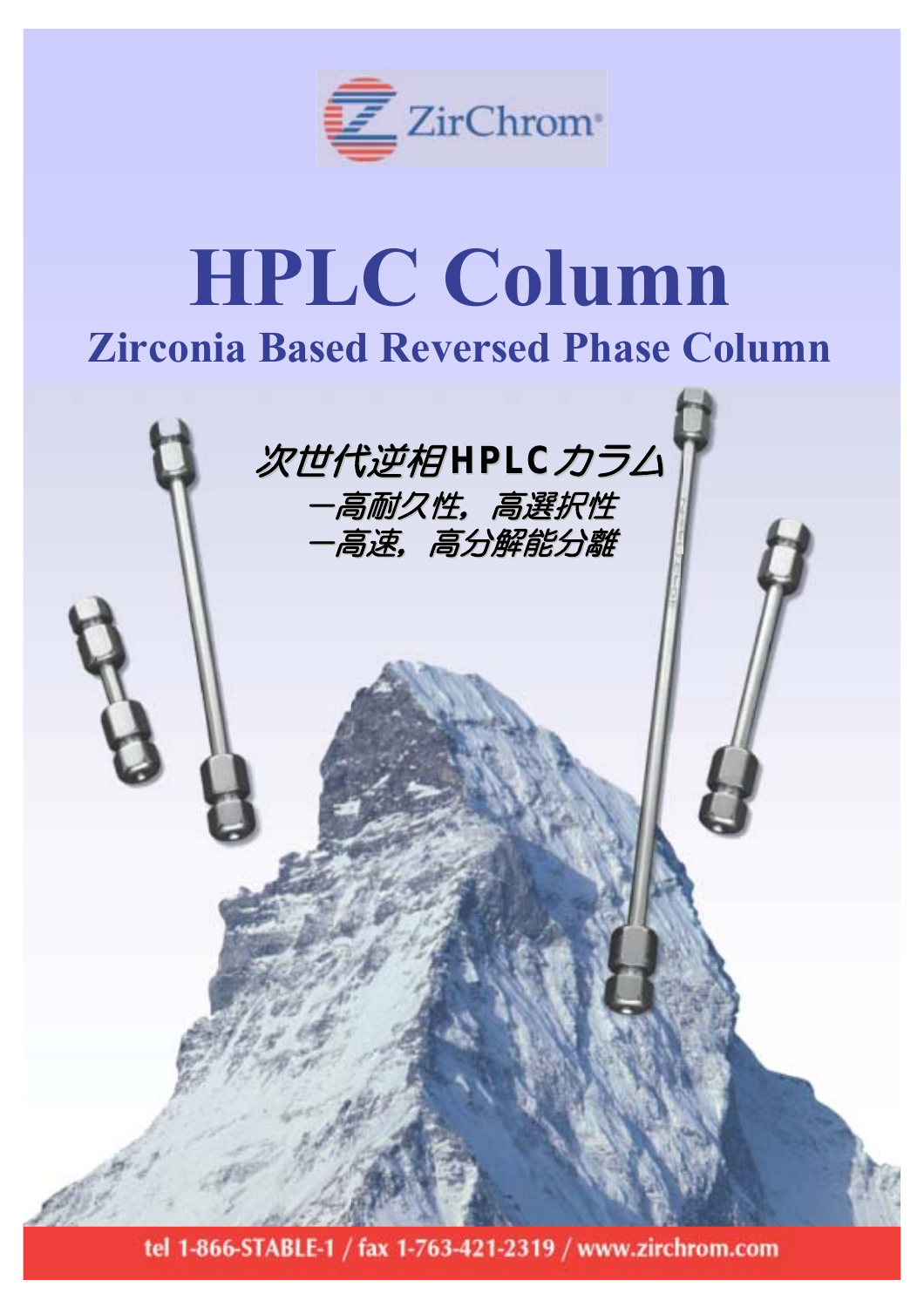ZirChrom

# HPLC Column

## Zirconia Based Reversed Phase Column

次世代逆相HPLCカラム

一高耐久性，高選択性

一高速，高分解能分離

tel 1-866-STABLE-1 / fax 1-763-421-2319 / www.zirchrom.com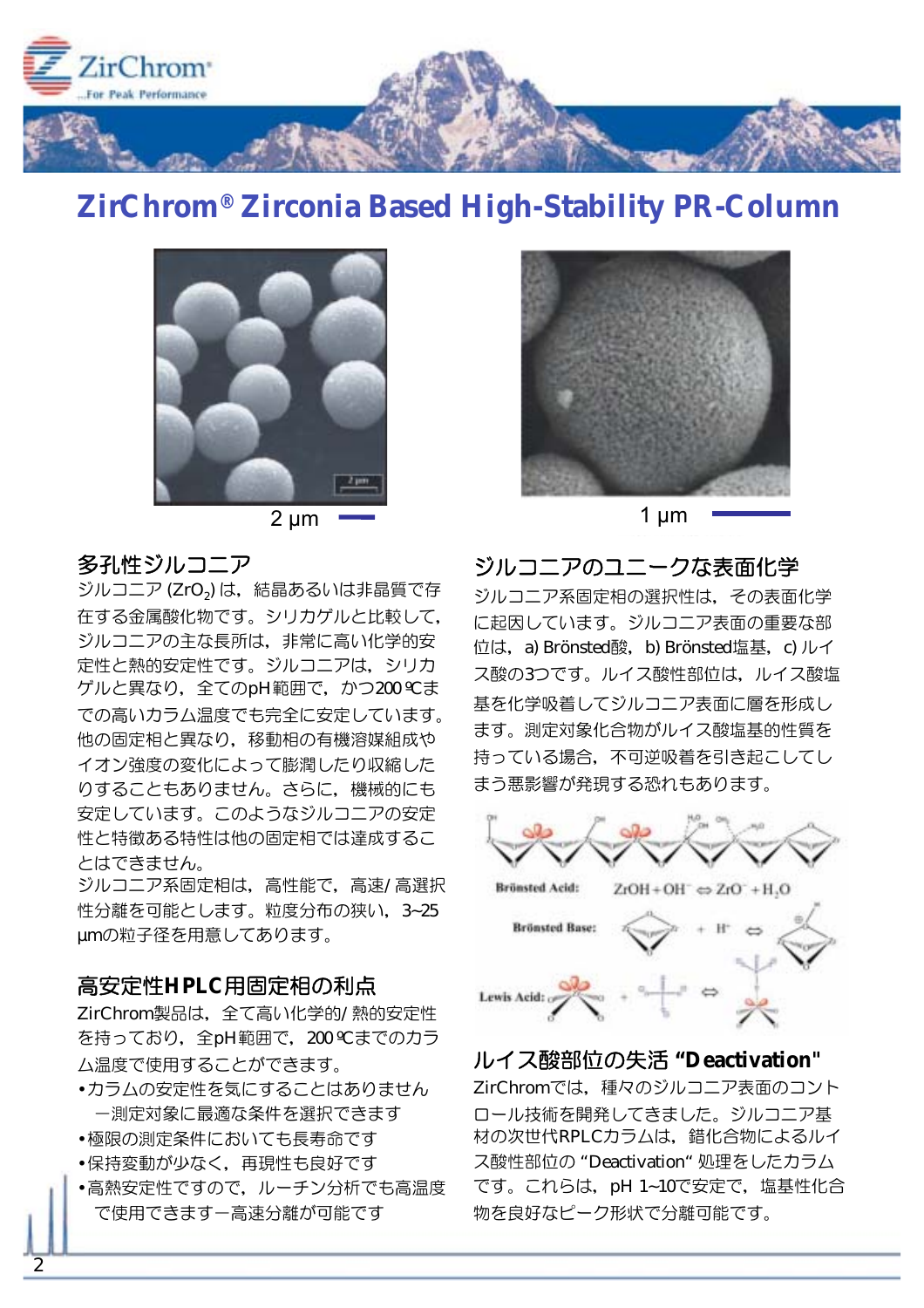# ZirChrom® Zirconia Based High-Stability PR-Column

2 μm

1 μm

## 多孔性ジルコニア

ジルコニア ($ZrO_2$) は，結晶あるいは非晶質で存在する金属酸化物です。シリカゲルと比較して，ジルコニアの主な長所は，非常に高い化学的安定性と熱的安定性です。ジルコニアは，シリカゲルと異なり，全てのpH範囲で，かつ200℃までの高いカラム温度でも完全に安定しています。他の固定相と異なり，移動相の有機溶媒組成やイオン強度の変化によって膨潤したり収縮したりすることもありません。さらに，機械的にも安定しています。このようなジルコニアの安定性と特徴ある特性は他の固定相では達成することはできません。

ジルコニア系固定相は，高性能で，高速/高選択性分離を可能とします。粒度分布の狭い，3~25 μmの粒子径を用意してあります。

## 高安定性HPLC用固定相の利点

ZirChrom製品は，全て高い化学的/熱的安定性を持っており，全pH範囲で，200℃までのカラム温度で使用することができます。

- カラムの安定性を気にすることはありません ―測定対象に最適な条件を選択できます
- 極限の測定条件においても長寿命です
- 保持変動が少なく，再現性も良好です
- 高熱安定性ですので，ルーチン分析でも高温度で使用できます―高速分離が可能です

## ジルコニアのユニークな表面化学

ジルコニア系固定相の選択性は，その表面化学に起因しています。ジルコニア表面の重要な部位は，a) Brönsted酸，b) Brönsted塩基，c) ルイス酸の3つです。ルイス酸性部位は，ルイス酸塩基を化学吸着してジルコニア表面に層を形成します。測定対象化合物がルイス酸塩基的性質を持っている場合，不可逆吸着を引き起こしてしまう悪影響が発現する恐れもあります。

Brönsted Acid: $ZrOH + OH^- \Leftrightarrow ZrO^- + H_2O$

Brönsted Base: + $H^+$ ⇔

Lewis Acid: + ⇔

## ルイス酸部位の失活 “Deactivation"

ZirChromでは，種々のジルコニア表面のコントロール技術を開発してきました。ジルコニア基材の次世代RPLCカラムは，錯化合物によるルイス酸性部位の “Deactivation” 処理をしたカラムです。これらは，pH 1~10で安定で，塩基性化合物を良好なピーク形状で分離可能です。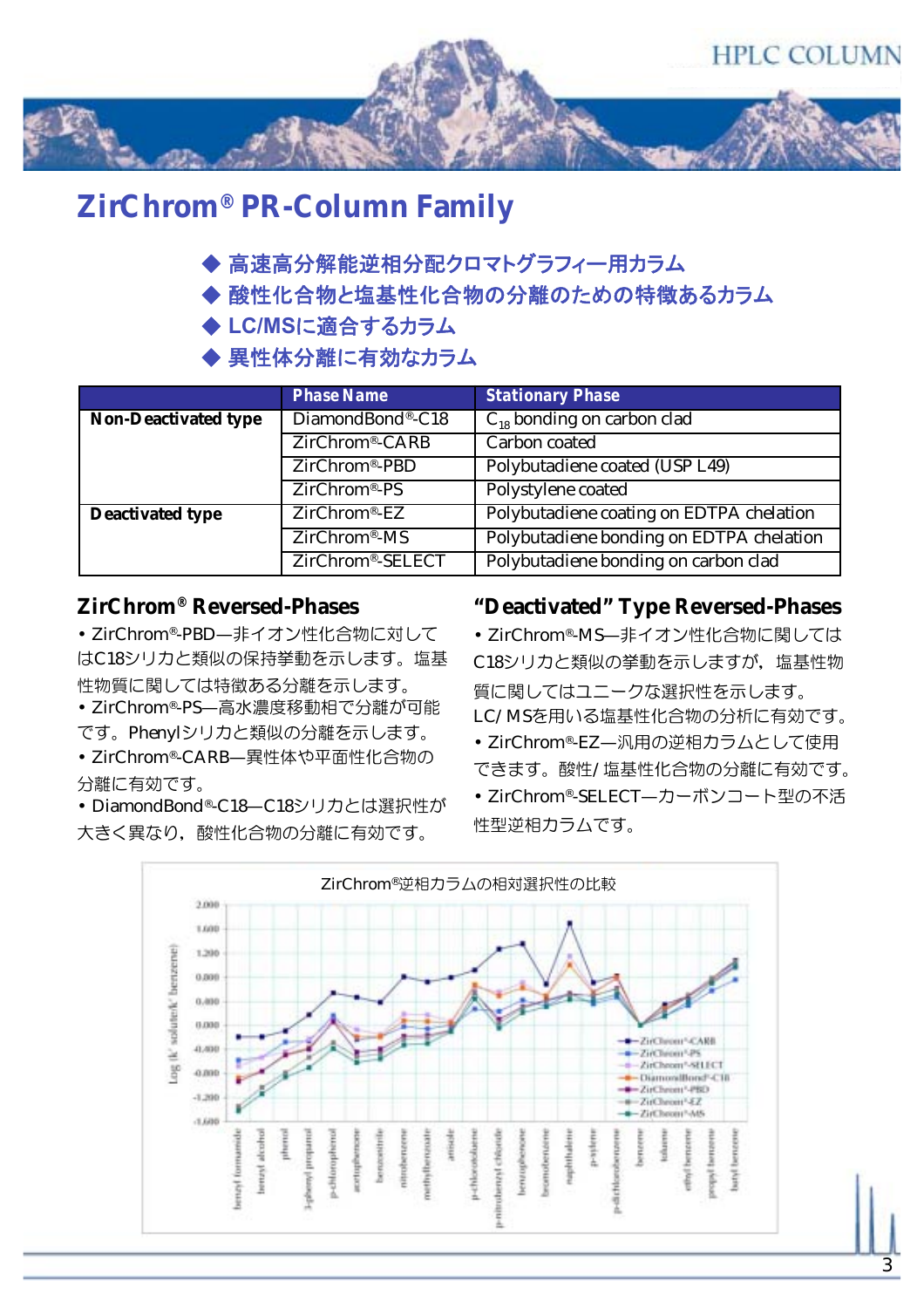# ZirChrom® PR-Column Family

- ◆ 高速高分解能逆相分配クロマトグラフィー用カラム
- ◆ 酸性化合物と塩基性化合物の分離のための特徴あるカラム
- ◆ LC/MSに適合するカラム
- ◆ 異性体分離に有効なカラム

| | Phase Name | Stationary Phase |
|---|---|---|
| **Non-Deactivated type** | DiamondBond®-C18 | $C_{18}$ bonding on carbon clad |
| | ZirChrom®-CARB | Carbon coated |
| | ZirChrom®-PBD | Polybutadiene coated (USP L49) |
| | ZirChrom®-PS | Polystylene coated |
| **Deactivated type** | ZirChrom®-EZ | Polybutadiene coating on EDTPA chelation |
| | ZirChrom®-MS | Polybutadiene bonding on EDTPA chelation |
| | ZirChrom®-SELECT | Polybutadiene bonding on carbon clad |

## ZirChrom® Reversed-Phases

- ZirChrom®-PBD—非イオン性化合物に対してはC18シリカと類似の保持挙動を示します。塩基性物質に関しては特徴ある分離を示します。
- ZirChrom®-PS—高水濃度移動相で分離が可能です。Phenylシリカと類似の分離を示します。
- ZirChrom®-CARB—異性体や平面性化合物の分離に有効です。
- DiamondBond®-C18—C18シリカとは選択性が大きく異なり，酸性化合物の分離に有効です。

## “Deactivated” Type Reversed-Phases

- ZirChrom®-MS—非イオン性化合物に関してはC18シリカと類似の挙動を示しますが，塩基性物質に関してはユニークな選択性を示します。LC/MSを用いる塩基性化合物の分析に有効です。
- ZirChrom®-EZ—汎用の逆相カラムとして使用できます。酸性/塩基性化合物の分離に有効です。
- ZirChrom®-SELECT—カーボンコート型の不活性型逆相カラムです。

ZirChrom®逆相カラムの相対選択性の比較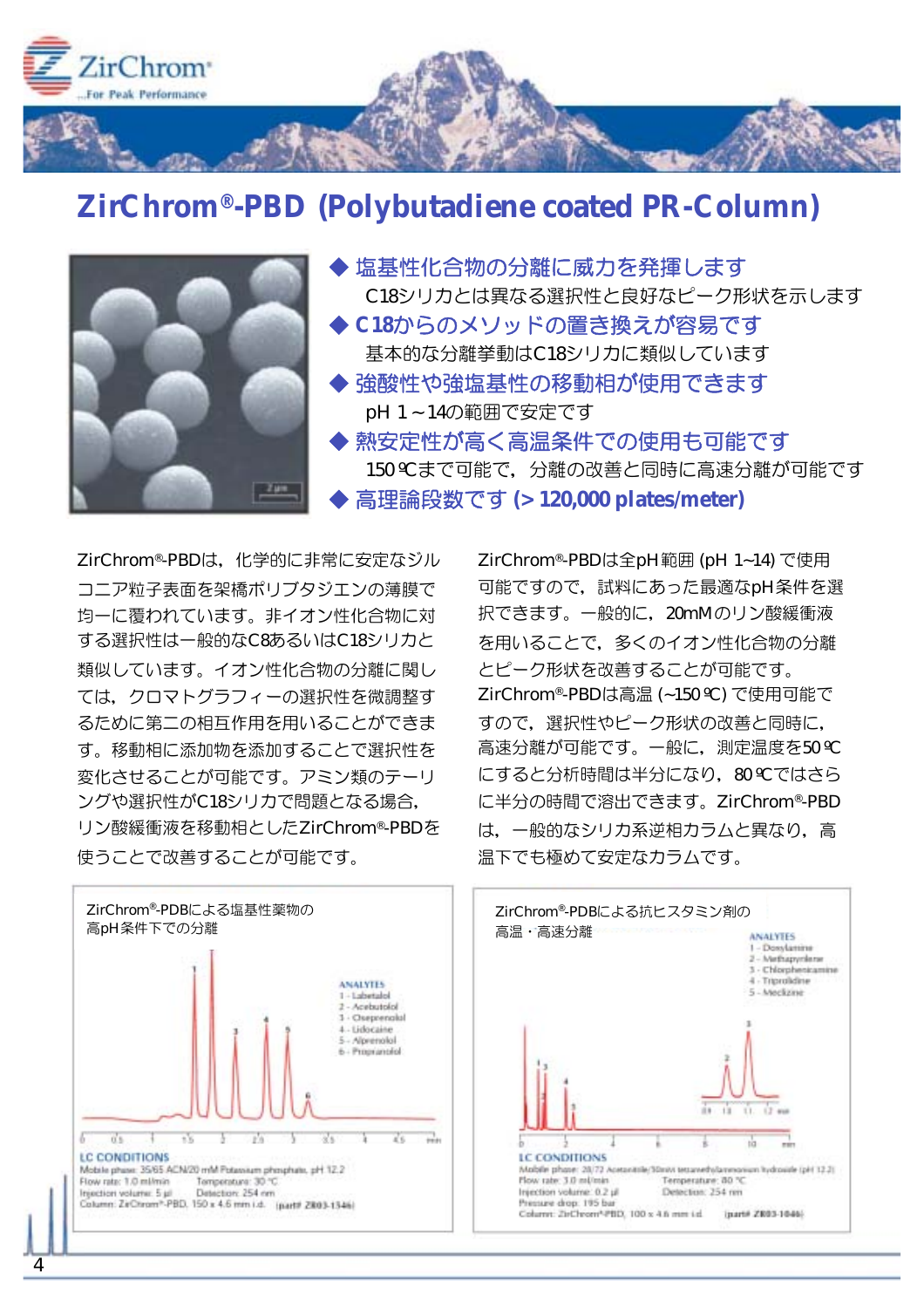# ZirChrom®-PBD (Polybutadiene coated PR-Column)

- **塩基性化合物の分離に威力を発揮します**
  C18シリカとは異なる選択性と良好なピーク形状を示します
- **C18からのメソッドの置き換えが容易です**
  基本的な分離挙動はC18シリカに類似しています
- **強酸性や強塩基性の移動相が使用できます**
  pH 1～14の範囲で安定です
- **熱安定性が高く高温条件での使用も可能です**
  150℃まで可能で，分離の改善と同時に高速分離が可能です
- **高理論段数です (> 120,000 plates/meter)**

ZirChrom®-PBDは，化学的に非常に安定なジルコニア粒子表面を架橋ポリブタジエンの薄膜で均一に覆われています。非イオン性化合物に対する選択性は一般的なC8あるいはC18シリカと類似しています。イオン性化合物の分離に関しては，クロマトグラフィーの選択性を微調整するために第二の相互作用を用いることができます。移動相に添加物を添加することで選択性を変化させることが可能です。アミン類のテーリングや選択性がC18シリカで問題となる場合，リン酸緩衝液を移動相としたZirChrom®-PBDを使うことで改善することが可能です。

ZirChrom®-PBDは全pH範囲 (pH 1~14) で使用可能ですので，試料にあった最適なpH条件を選択できます。一般的に，20mMのリン酸緩衝液を用いることで，多くのイオン性化合物の分離とピーク形状を改善することが可能です。ZirChrom®-PBDは高温 (~150℃) で使用可能ですので，選択性やピーク形状の改善と同時に，高速分離が可能です。一般に，測定温度を50℃にすると分析時間は半分になり，80℃ではさらに半分の時間で溶出できます。ZirChrom®-PBDは，一般的なシリカ系逆相カラムと異なり，高温下でも極めて安定なカラムです。

### ZirChrom®-PDBによる塩基性薬物の高pH条件下での分離

ANALYTES
1 - Labetalol
2 - Acebutolol
3 - Oxprenolol
4 - Lidocaine
5 - Alprenolol
6 - Propranolol

LC CONDITIONS
Mobile phase: 35/65 ACN/20 mM Potassium phosphate, pH 12.2
Flow rate: 1.0 ml/min　Temperature: 30 °C
Injection volume: 5 µl　Detection: 254 nm
Column: ZirChrom®-PBD, 150 x 4.6 mm i.d.　(part# Z803-1546)

### ZirChrom®-PDBによる抗ヒスタミン剤の高温・高速分離

ANALYTES
1 - Doxylamine
2 - Methapyrilene
3 - Chlorpheniramine
4 - Triprolidine
5 - Meclizine

LC CONDITIONS
Mobile phase: 28/72 Acetonitrile/50mM tetramethylammonium hydroxide (pH 12.2)
Flow rate: 3.0 ml/min　Temperature: 80 °C
Injection volume: 0.2 µl　Detection: 254 nm
Pressure drop: 195 bar
Column: ZirChrom®-PBD, 100 x 4.6 mm i.d.　(part# Z803-1046)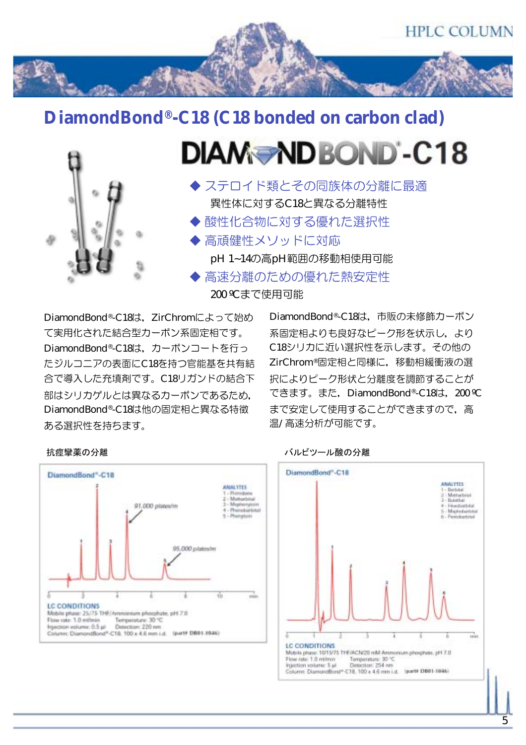# DiamondBond®-C18 (C18 bonded on carbon clad)

DIAMONDBOND®-C18

- ◆ ステロイド類とその同族体の分離に最適
  異性体に対するC18と異なる分離特性
- ◆ 酸性化合物に対する優れた選択性
- ◆ 高頑健性メソッドに対応
  pH 1~14の高pH範囲の移動相使用可能
- ◆ 高速分離のための優れた熱安定性
  200℃まで使用可能

DiamondBond®-C18は，ZirChromによって始めて実用化された結合型カーボン系固定相です。DiamondBond®-C18は，カーボンコートを行ったジルコニアの表面にC18を持つ官能基を共有結合で導入した充填剤です。C18リガンドの結合下部はシリカゲルとは異なるカーボンであるため，DiamondBond®-C18は他の固定相と異なる特徴ある選択性を持ちます。

DiamondBond®-C18は，市販の未修飾カーボン系固定相よりも良好なピーク形を状示し，よりC18シリカに近い選択性を示します。その他のZirChrom®固定相と同様に，移動相緩衝液の選択によりピーク形状と分離度を調節することができます。また，DiamondBond®-C18は，200℃まで安定して使用することができますので，高温/高速分析が可能です。

抗痙攣薬の分離

DiamondBond®-C18

91,000 plates/m

95,000 plates/m

ANALYTES
1 - Primidone
2 - Methobarbital
3 - Mephenytoin
4 - Phenobarbital
5 - Phenytoin

LC CONDITIONS
Mobile phase: 25/75 THF/Ammonium phosphate, pH 7.0
Flow rate: 1.0 ml/min　Temperature: 30 °C
Injection volume: 0.5 µl　Detection: 220 nm
Column: DiamondBond®-C18, 100 x 4.6 mm i.d.　(part# DB01-1046)

バルビツール酸の分離

DiamondBond®-C18

ANALYTES
1 - Barbital
2 - Metharbital
3 - Butalbital
4 - Hexobarbital
5 - Mephobarbital
6 - Pentobarbital

LC CONDITIONS
Mobile phase: 10/15/75 THF/ACN/20 mM Ammonium phosphate, pH 7.0
Flow rate: 1.0 ml/min　Temperature: 30 °C
Injection volume: 5 µl　Detection: 254 nm
Column: DiamondBond®-C18, 100 x 4.6 mm i.d.　(part# DB01-1046)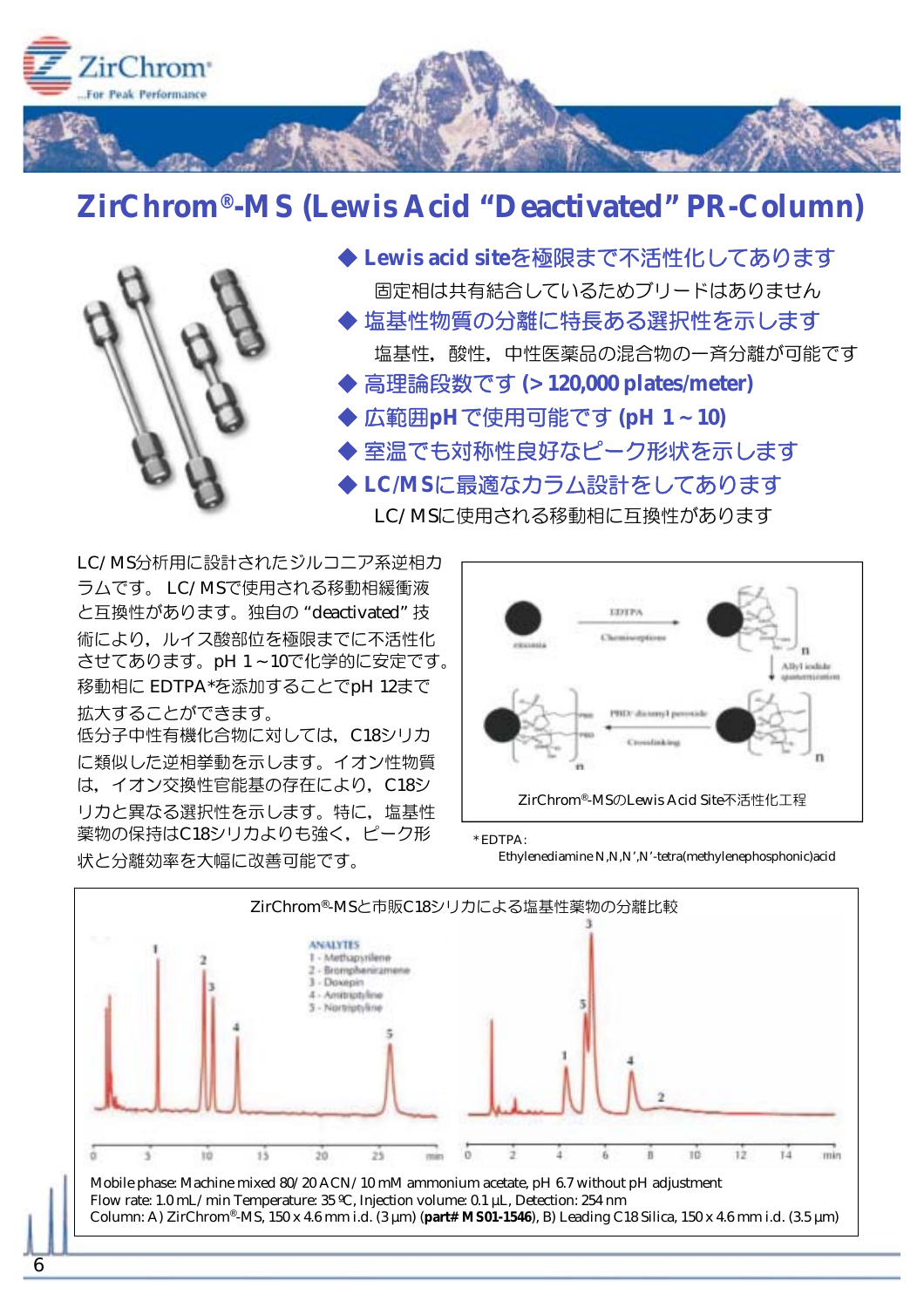# ZirChrom®-MS (Lewis Acid “Deactivated” PR-Column)

- **Lewis acid siteを極限まで不活性化してあります**
  固定相は共有結合しているためブリードはありません
- **塩基性物質の分離に特長ある選択性を示します**
  塩基性，酸性，中性医薬品の混合物の一斉分離が可能です
- **高理論段数です (> 120,000 plates/meter)**
- **広範囲pHで使用可能です (pH 1～10)**
- **室温でも対称性良好なピーク形状を示します**
- **LC/MSに最適なカラム設計をしてあります**
  LC/MSに使用される移動相に互換性があります

LC/MS分析用に設計されたジルコニア系逆相カラムです。 LC/MSで使用される移動相緩衝液と互換性があります。独自の “deactivated” 技術により，ルイス酸部位を極限までに不活性化させてあります。pH 1～10で化学的に安定です。移動相に EDTPA*を添加することでpH 12まで拡大することができます。
低分子中性有機化合物に対しては，C18シリカに類似した逆相挙動を示します。イオン性物質は，イオン交換性官能基の存在により，C18シリカと異なる選択性を示します。特に，塩基性薬物の保持はC18シリカよりも強く，ピーク形状と分離効率を大幅に改善可能です。

ZirChrom®-MSのLewis Acid Site不活性化工程

*EDTPA:
Ethylenediamine N,N,N’,N’-tetra(methylenephosphonic)acid

ZirChrom®-MSと市販C18シリカによる塩基性薬物の分離比較

ANALYTES
1 - Methapyrilene
2 - Brompheniramine
3 - Doxepin
4 - Amitriptyline
5 - Nortriptyline

Mobile phase: Machine mixed 80/20 ACN/10 mM ammonium acetate, pH 6.7 without pH adjustment
Flow rate: 1.0 mL/min Temperature: 35 ℃, Injection volume: 0.1 µL, Detection: 254 nm
Column: A) ZirChrom®-MS, 150 x 4.6 mm i.d. (3 µm) (**part# MS01-1546**), B) Leading C18 Silica, 150 x 4.6 mm i.d. (3.5 µm)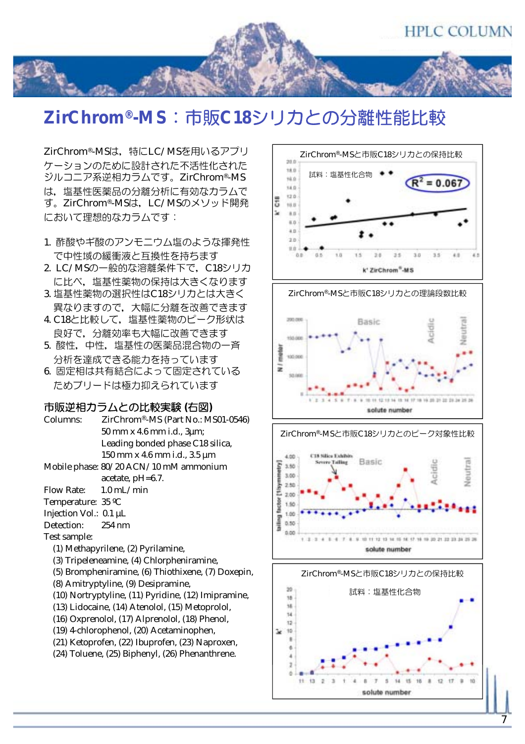# ZirChrom®-MS：市販C18シリカとの分離性能比較

ZirChrom®-MSは，特にLC/MSを用いるアプリケーションのために設計された不活性化されたジルコニア系逆相カラムです。ZirChrom®-MSは，塩基性医薬品の分離分析に有効なカラムです。ZirChrom®-MSは，LC/MSのメソッド開発において理想的なカラムです：

1. 酢酸やギ酸のアンモニウム塩のような揮発性で中性域の緩衝液と互換性を持ちます
2. LC/MSの一般的な溶離条件下で，C18シリカに比べ，塩基性薬物の保持は大きくなります
3. 塩基性薬物の選択性はC18シリカとは大きく異なりますので，大幅に分離を改善できます
4. C18と比較して，塩基性薬物のピーク形状は良好で，分離効率も大幅に改善できます
5. 酸性，中性，塩基性の医薬品混合物の一斉分析を達成できる能力を持っています
6. 固定相は共有結合によって固定されているためブリードは極力抑えられています

## 市販逆相カラムとの比較実験 (右図)

Columns: ZirChrom®-MS (Part No.: MS01-0546)
50 mm x 4.6 mm i.d., 3μm;
Leading bonded phase C18 silica,
150 mm x 4.6 mm i.d., 3.5 μm

Mobile phase: 80/20 ACN/10 mM ammonium acetate, pH=6.7.

Flow Rate: 1.0 mL/min

Temperature: 35 ºC

Injection Vol.: 0.1 μL

Detection: 254 nm

Test sample:

(1) Methapyrilene, (2) Pyrilamine,
(3) Tripeleneamine, (4) Chlorpheniramine,
(5) Brompheniramine, (6) Thiothixene, (7) Doxepin,
(8) Amitryptyline, (9) Desipramine,
(10) Nortryptyline, (11) Pyridine, (12) Imipramine,
(13) Lidocaine, (14) Atenolol, (15) Metoprolol,
(16) Oxprenolol, (17) Alprenolol, (18) Phenol,
(19) 4-chlorophenol, (20) Acetaminophen,
(21) Ketoprofen, (22) Ibuprofen, (23) Naproxen,
(24) Toluene, (25) Biphenyl, (26) Phenanthrene.

ZirChrom®-MSと市販C18シリカとの保持比較

試料：塩基性化合物 ($R^2 = 0.067$)

ZirChrom®-MSと市販C18シリカとの理論段数比較

ZirChrom®-MSと市販C18シリカとのピーク対象性比較

ZirChrom®-MSと市販C18シリカとの保持比較

試料：塩基性化合物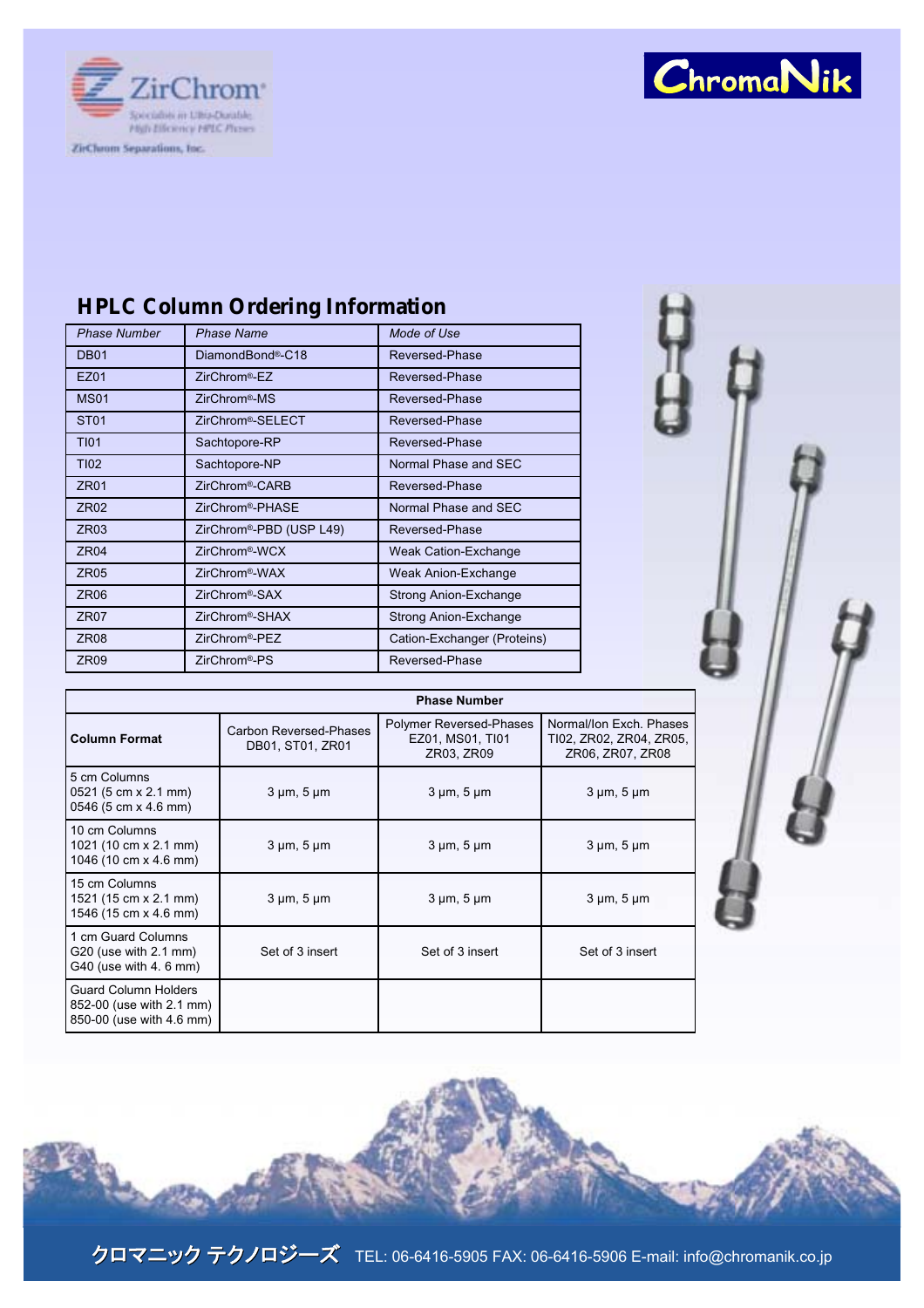ZirChrom®

Specialists in Ultra-Durable High Efficiency HPLC Phases

ZirChrom Separations, Inc.

ChromaNik

## HPLC Column Ordering Information

| *Phase Number* | *Phase Name* | *Mode of Use* |
|---|---|---|
| DB01 | DiamondBond®-C18 | Reversed-Phase |
| EZ01 | ZirChrom®-EZ | Reversed-Phase |
| MS01 | ZirChrom®-MS | Reversed-Phase |
| ST01 | ZirChrom®-SELECT | Reversed-Phase |
| TI01 | Sachtopore-RP | Reversed-Phase |
| TI02 | Sachtopore-NP | Normal Phase and SEC |
| ZR01 | ZirChrom®-CARB | Reversed-Phase |
| ZR02 | ZirChrom®-PHASE | Normal Phase and SEC |
| ZR03 | ZirChrom®-PBD (USP L49) | Reversed-Phase |
| ZR04 | ZirChrom®-WCX | Weak Cation-Exchange |
| ZR05 | ZirChrom®-WAX | Weak Anion-Exchange |
| ZR06 | ZirChrom®-SAX | Strong Anion-Exchange |
| ZR07 | ZirChrom®-SHAX | Strong Anion-Exchange |
| ZR08 | ZirChrom®-PEZ | Cation-Exchanger (Proteins) |
| ZR09 | ZirChrom®-PS | Reversed-Phase |

| | **Phase Number** | | |
|---|---|---|---|
| **Column Format** | Carbon Reversed-Phases DB01, ST01, ZR01 | Polymer Reversed-Phases EZ01, MS01, TI01 ZR03, ZR09 | Normal/Ion Exch. Phases TI02, ZR02, ZR04, ZR05, ZR06, ZR07, ZR08 |
| 5 cm Columns 0521 (5 cm x 2.1 mm) 0546 (5 cm x 4.6 mm) | 3 µm, 5 µm | 3 µm, 5 µm | 3 µm, 5 µm |
| 10 cm Columns 1021 (10 cm x 2.1 mm) 1046 (10 cm x 4.6 mm) | 3 µm, 5 µm | 3 µm, 5 µm | 3 µm, 5 µm |
| 15 cm Columns 1521 (15 cm x 2.1 mm) 1546 (15 cm x 4.6 mm) | 3 µm, 5 µm | 3 µm, 5 µm | 3 µm, 5 µm |
| 1 cm Guard Columns G20 (use with 2.1 mm) G40 (use with 4. 6 mm) | Set of 3 insert | Set of 3 insert | Set of 3 insert |
| Guard Column Holders 852-00 (use with 2.1 mm) 850-00 (use with 4.6 mm) | | | |

クロマニック テクノロジーズ TEL: 06-6416-5905 FAX: 06-6416-5906 E-mail: info@chromanik.co.jp